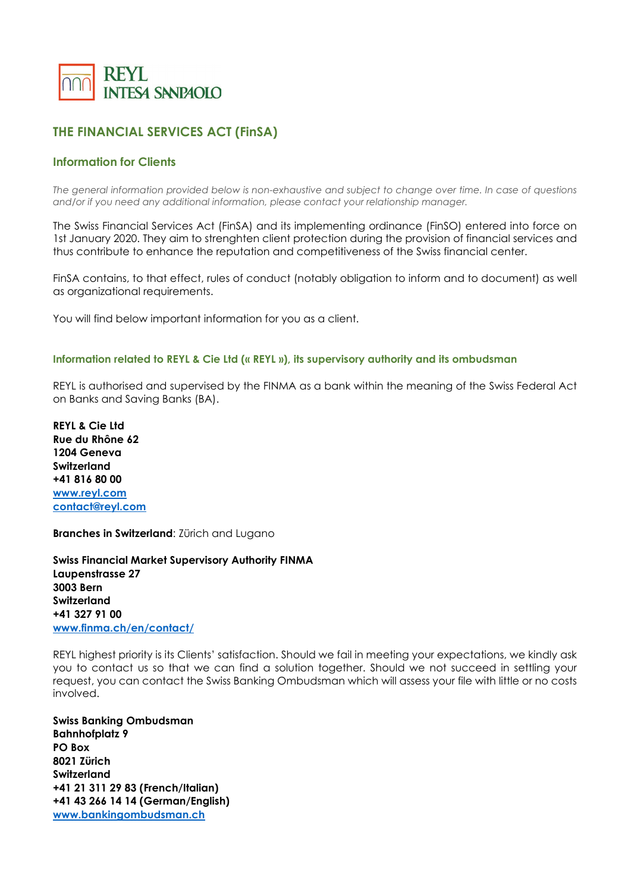REYL
INTESA SANPAOLO

# THE FINANCIAL SERVICES ACT (FinSA)

## Information for Clients

*The general information provided below is non-exhaustive and subject to change over time. In case of questions and/or if you need any additional information, please contact your relationship manager.*

The Swiss Financial Services Act (FinSA) and its implementing ordinance (FinSO) entered into force on 1st January 2020. They aim to strenghten client protection during the provision of financial services and thus contribute to enhance the reputation and competitiveness of the Swiss financial center.

FinSA contains, to that effect, rules of conduct (notably obligation to inform and to document) as well as organizational requirements.

You will find below important information for you as a client.

### Information related to REYL & Cie Ltd (« REYL »), its supervisory authority and its ombudsman

REYL is authorised and supervised by the FINMA as a bank within the meaning of the Swiss Federal Act on Banks and Saving Banks (BA).

**REYL & Cie Ltd**
**Rue du Rhône 62**
**1204 Geneva**
**Switzerland**
**+41 816 80 00**
[www.reyl.com](http://www.reyl.com)
[contact@reyl.com](mailto:contact@reyl.com)

**Branches in Switzerland**: Zürich and Lugano

**Swiss Financial Market Supervisory Authority FINMA**
**Laupenstrasse 27**
**3003 Bern**
**Switzerland**
**+41 327 91 00**
[www.finma.ch/en/contact/](http://www.finma.ch/en/contact/)

REYL highest priority is its Clients' satisfaction. Should we fail in meeting your expectations, we kindly ask you to contact us so that we can find a solution together. Should we not succeed in settling your request, you can contact the Swiss Banking Ombudsman which will assess your file with little or no costs involved.

**Swiss Banking Ombudsman**
**Bahnhofplatz 9**
**PO Box**
**8021 Zürich**
**Switzerland**
**+41 21 311 29 83 (French/Italian)**
**+41 43 266 14 14 (German/English)**
[www.bankingombudsman.ch](http://www.bankingombudsman.ch)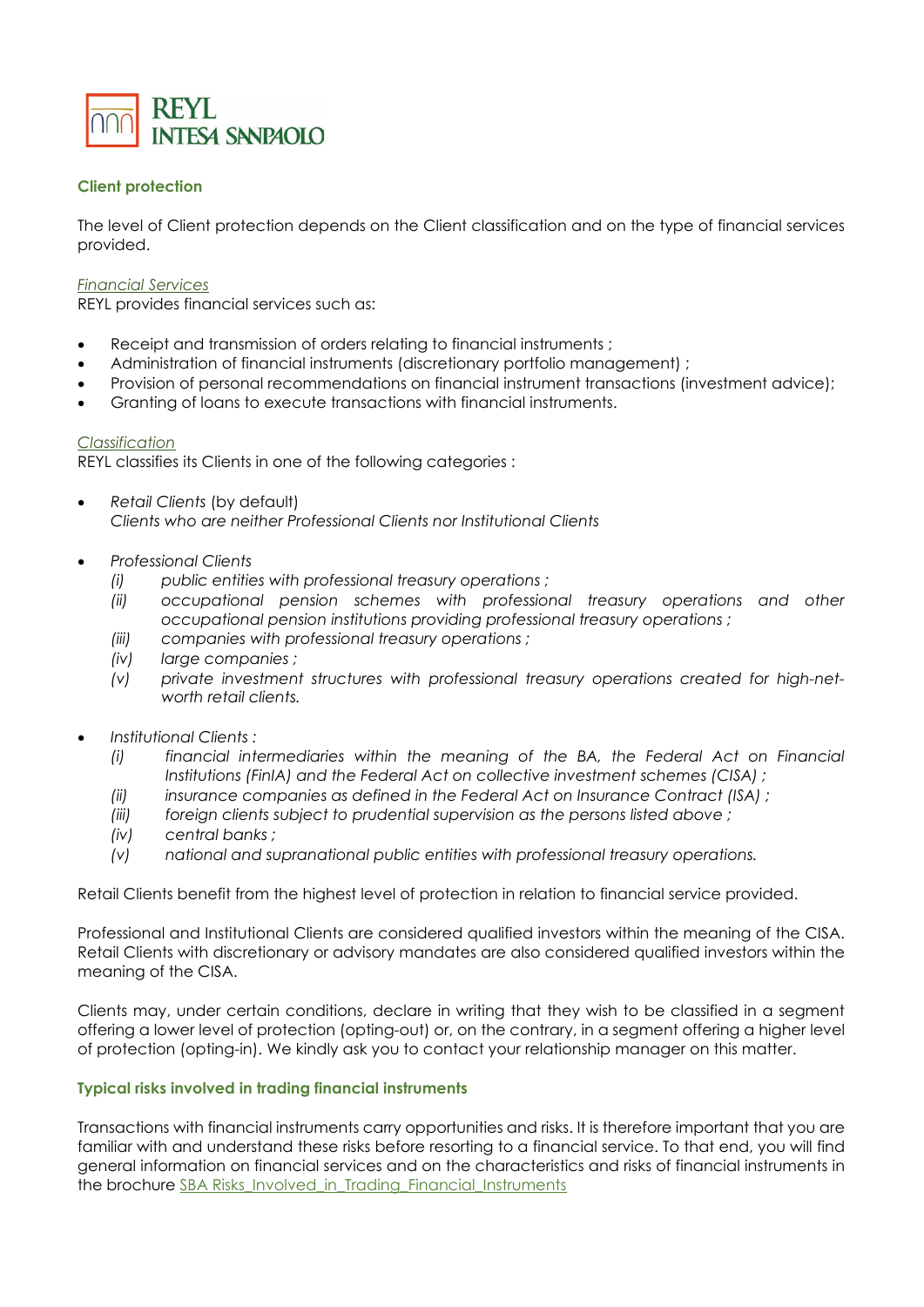### Client protection

The level of Client protection depends on the Client classification and on the type of financial services provided.

*Financial Services*
REYL provides financial services such as:

- Receipt and transmission of orders relating to financial instruments ;
- Administration of financial instruments (discretionary portfolio management) ;
- Provision of personal recommendations on financial instrument transactions (investment advice);
- Granting of loans to execute transactions with financial instruments.

*Classification*
REYL classifies its Clients in one of the following categories :

- *Retail Clients* (by default)
  *Clients who are neither Professional Clients nor Institutional Clients*

- *Professional Clients*
  - *(i) public entities with professional treasury operations ;*
  - *(ii) occupational pension schemes with professional treasury operations and other occupational pension institutions providing professional treasury operations ;*
  - *(iii) companies with professional treasury operations ;*
  - *(iv) large companies ;*
  - *(v) private investment structures with professional treasury operations created for high-net-worth retail clients.*

- *Institutional Clients :*
  - *(i) financial intermediaries within the meaning of the BA, the Federal Act on Financial Institutions (FinIA) and the Federal Act on collective investment schemes (CISA) ;*
  - *(ii) insurance companies as defined in the Federal Act on Insurance Contract (ISA) ;*
  - *(iii) foreign clients subject to prudential supervision as the persons listed above ;*
  - *(iv) central banks ;*
  - *(v) national and supranational public entities with professional treasury operations.*

Retail Clients benefit from the highest level of protection in relation to financial service provided.

Professional and Institutional Clients are considered qualified investors within the meaning of the CISA. Retail Clients with discretionary or advisory mandates are also considered qualified investors within the meaning of the CISA.

Clients may, under certain conditions, declare in writing that they wish to be classified in a segment offering a lower level of protection (opting-out) or, on the contrary, in a segment offering a higher level of protection (opting-in). We kindly ask you to contact your relationship manager on this matter.

### Typical risks involved in trading financial instruments

Transactions with financial instruments carry opportunities and risks. It is therefore important that you are familiar with and understand these risks before resorting to a financial service. To that end, you will find general information on financial services and on the characteristics and risks of financial instruments in the brochure SBA Risks_Involved_in_Trading_Financial_Instruments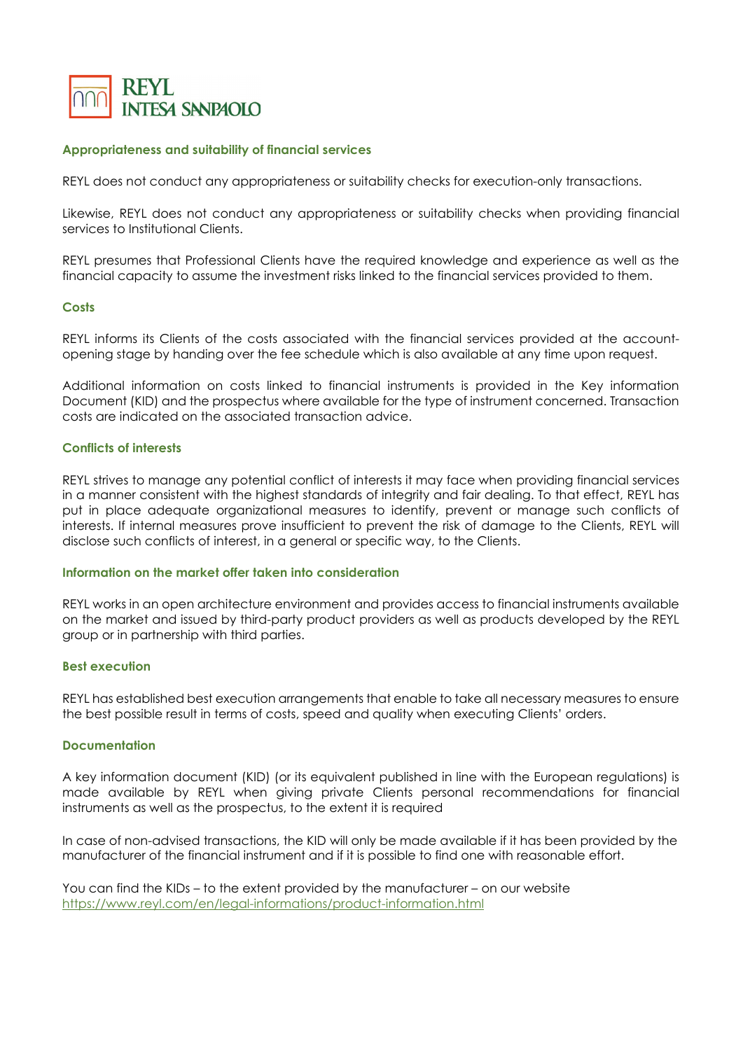REYL
INTESA SANPAOLO

## Appropriateness and suitability of financial services

REYL does not conduct any appropriateness or suitability checks for execution-only transactions.

Likewise, REYL does not conduct any appropriateness or suitability checks when providing financial services to Institutional Clients.

REYL presumes that Professional Clients have the required knowledge and experience as well as the financial capacity to assume the investment risks linked to the financial services provided to them.

## Costs

REYL informs its Clients of the costs associated with the financial services provided at the account-opening stage by handing over the fee schedule which is also available at any time upon request.

Additional information on costs linked to financial instruments is provided in the Key information Document (KID) and the prospectus where available for the type of instrument concerned. Transaction costs are indicated on the associated transaction advice.

## Conflicts of interests

REYL strives to manage any potential conflict of interests it may face when providing financial services in a manner consistent with the highest standards of integrity and fair dealing. To that effect, REYL has put in place adequate organizational measures to identify, prevent or manage such conflicts of interests. If internal measures prove insufficient to prevent the risk of damage to the Clients, REYL will disclose such conflicts of interest, in a general or specific way, to the Clients.

## Information on the market offer taken into consideration

REYL works in an open architecture environment and provides access to financial instruments available on the market and issued by third-party product providers as well as products developed by the REYL group or in partnership with third parties.

## Best execution

REYL has established best execution arrangements that enable to take all necessary measures to ensure the best possible result in terms of costs, speed and quality when executing Clients' orders.

## Documentation

A key information document (KID) (or its equivalent published in line with the European regulations) is made available by REYL when giving private Clients personal recommendations for financial instruments as well as the prospectus, to the extent it is required

In case of non-advised transactions, the KID will only be made available if it has been provided by the manufacturer of the financial instrument and if it is possible to find one with reasonable effort.

You can find the KIDs – to the extent provided by the manufacturer – on our website https://www.reyl.com/en/legal-informations/product-information.html